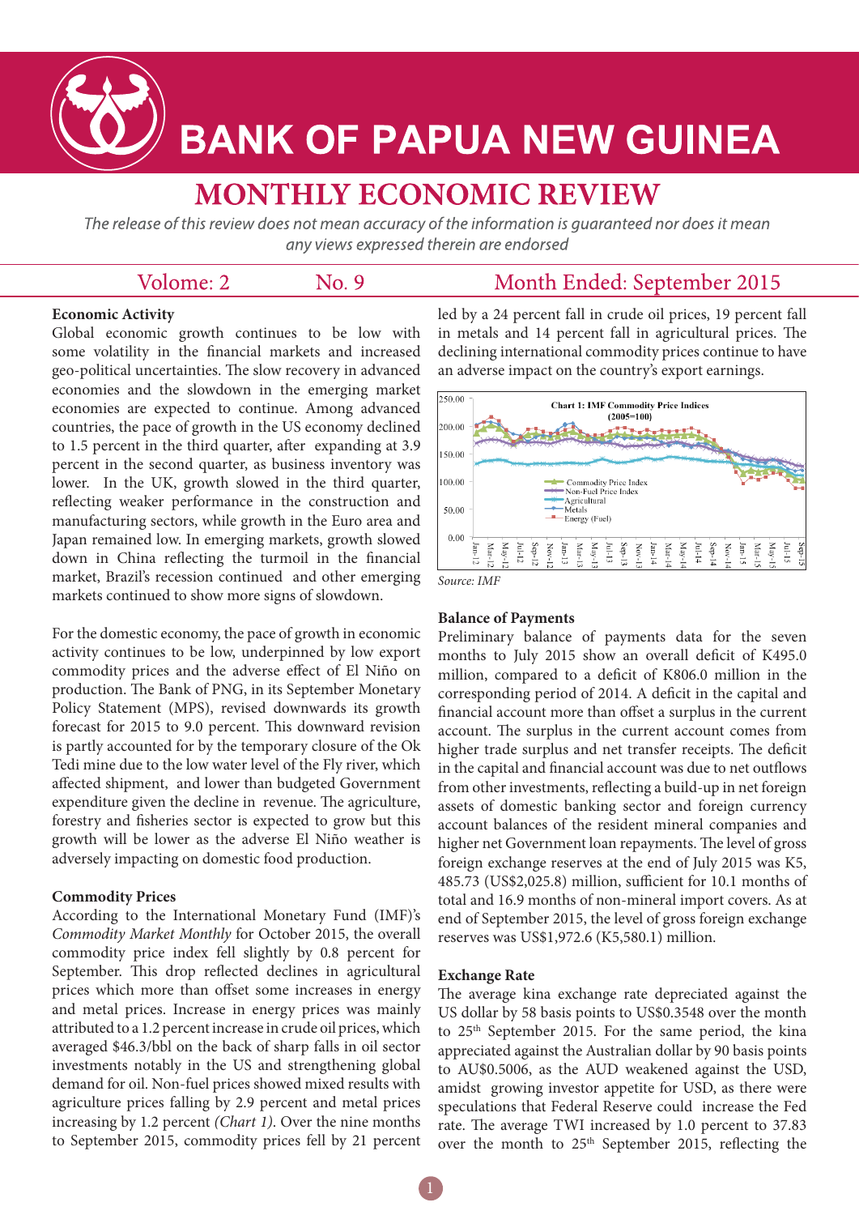# BANK OF PAPUA NEW GUINEA

## MONTHLY ECONOMIC REVIEW

*The release of this review does not mean accuracy of the information is guaranteed nor does it mean any views expressed therein are endorsed*

Volume: 2 No. 9 Month Ended: September 2015

### Economic Activity

Global economic growth continues to be low with some volatility in the financial markets and increased geo-political uncertainties. The slow recovery in advanced economies and the slowdown in the emerging market economies are expected to continue. Among advanced countries, the pace of growth in the US economy declined to 1.5 percent in the third quarter, after expanding at 3.9 percent in the second quarter, as business inventory was lower. In the UK, growth slowed in the third quarter, reflecting weaker performance in the construction and manufacturing sectors, while growth in the Euro area and Japan remained low. In emerging markets, growth slowed down in China reflecting the turmoil in the financial market, Brazil's recession continued and other emerging markets continued to show more signs of slowdown.

For the domestic economy, the pace of growth in economic activity continues to be low, underpinned by low export commodity prices and the adverse effect of El Niño on production. The Bank of PNG, in its September Monetary Policy Statement (MPS), revised downwards its growth forecast for 2015 to 9.0 percent. This downward revision is partly accounted for by the temporary closure of the Ok Tedi mine due to the low water level of the Fly river, which affected shipment, and lower than budgeted Government expenditure given the decline in revenue. The agriculture, forestry and fisheries sector is expected to grow but this growth will be lower as the adverse El Niño weather is adversely impacting on domestic food production.

### Commodity Prices

According to the International Monetary Fund (IMF)'s *Commodity Market Monthly* for October 2015, the overall commodity price index fell slightly by 0.8 percent for September. This drop reflected declines in agricultural prices which more than offset some increases in energy and metal prices. Increase in energy prices was mainly attributed to a 1.2 percent increase in crude oil prices, which averaged $46.3/bbl on the back of sharp falls in oil sector investments notably in the US and strengthening global demand for oil. Non-fuel prices showed mixed results with agriculture prices falling by 2.9 percent and metal prices increasing by 1.2 percent *(Chart 1)*. Over the nine months to September 2015, commodity prices fell by 21 percent led by a 24 percent fall in crude oil prices, 19 percent fall in metals and 14 percent fall in agricultural prices. The declining international commodity prices continue to have an adverse impact on the country's export earnings.

**Chart 1: IMF Commodity Price Indices (2005=100)**

*Source: IMF*

### Balance of Payments

Preliminary balance of payments data for the seven months to July 2015 show an overall deficit of K495.0 million, compared to a deficit of K806.0 million in the corresponding period of 2014. A deficit in the capital and financial account more than offset a surplus in the current account. The surplus in the current account comes from higher trade surplus and net transfer receipts. The deficit in the capital and financial account was due to net outflows from other investments, reflecting a build-up in net foreign assets of domestic banking sector and foreign currency account balances of the resident mineral companies and higher net Government loan repayments. The level of gross foreign exchange reserves at the end of July 2015 was K5, 485.73 (US$2,025.8) million, sufficient for 10.1 months of total and 16.9 months of non-mineral import covers. As at end of September 2015, the level of gross foreign exchange reserves was US$1,972.6 (K5,580.1) million.

### Exchange Rate

The average kina exchange rate depreciated against the US dollar by 58 basis points to US$0.3548 over the month to 25th September 2015. For the same period, the kina appreciated against the Australian dollar by 90 basis points to AU$0.5006, as the AUD weakened against the USD, amidst growing investor appetite for USD, as there were speculations that Federal Reserve could increase the Fed rate. The average TWI increased by 1.0 percent to 37.83 over the month to 25th September 2015, reflecting the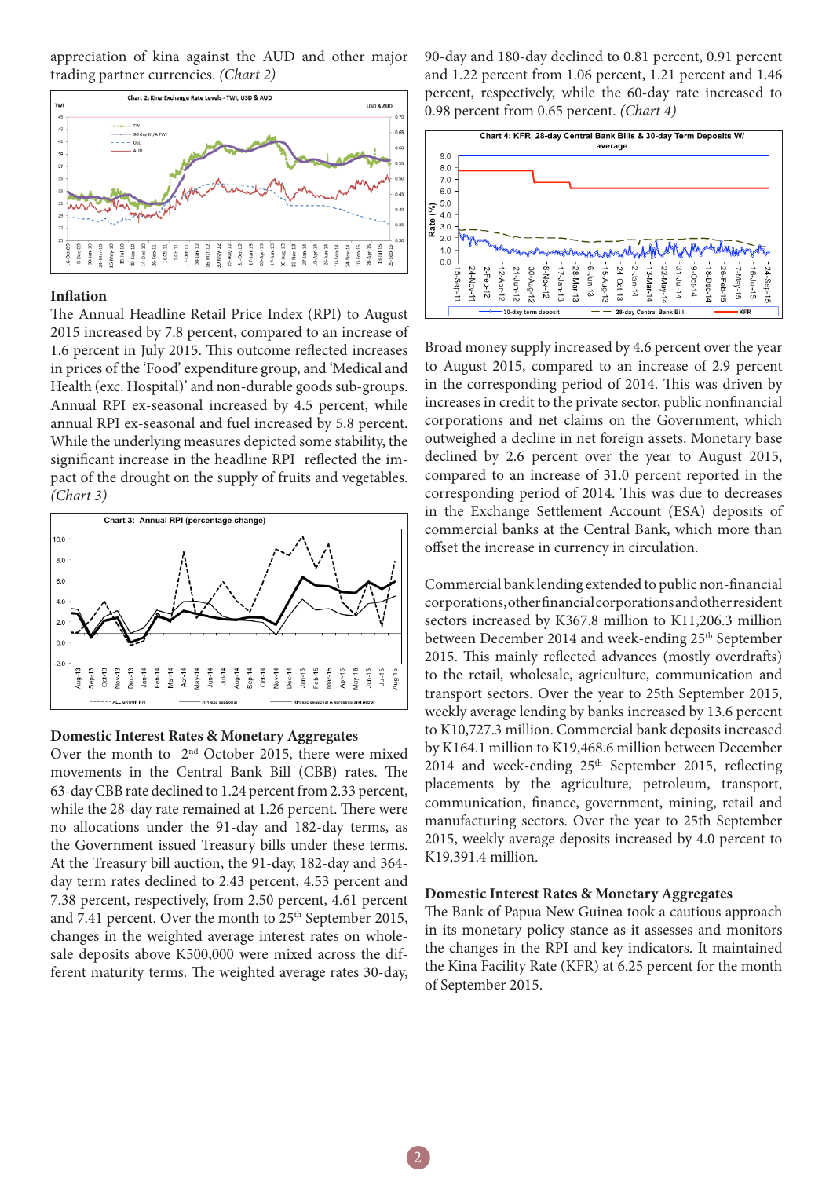appreciation of kina against the AUD and other major trading partner currencies. *(Chart 2)*

Chart 2: Kina Exchange Rate Levels - TWI, USD & AUD

## Inflation

The Annual Headline Retail Price Index (RPI) to August 2015 increased by 7.8 percent, compared to an increase of 1.6 percent in July 2015. This outcome reflected increases in prices of the 'Food' expenditure group, and 'Medical and Health (exc. Hospital)' and non-durable goods sub-groups. Annual RPI ex-seasonal increased by 4.5 percent, while annual RPI ex-seasonal and fuel increased by 5.8 percent. While the underlying measures depicted some stability, the significant increase in the headline RPI reflected the impact of the drought on the supply of fruits and vegetables. *(Chart 3)*

Chart 3: Annual RPI (percentage change)

## Domestic Interest Rates & Monetary Aggregates

Over the month to 2nd October 2015, there were mixed movements in the Central Bank Bill (CBB) rates. The 63-day CBB rate declined to 1.24 percent from 2.33 percent, while the 28-day rate remained at 1.26 percent. There were no allocations under the 91-day and 182-day terms, as the Government issued Treasury bills under these terms. At the Treasury bill auction, the 91-day, 182-day and 364-day term rates declined to 2.43 percent, 4.53 percent and 7.38 percent, respectively, from 2.50 percent, 4.61 percent and 7.41 percent. Over the month to 25th September 2015, changes in the weighted average interest rates on wholesale deposits above K500,000 were mixed across the different maturity terms. The weighted average rates 30-day, 90-day and 180-day declined to 0.81 percent, 0.91 percent and 1.22 percent from 1.06 percent, 1.21 percent and 1.46 percent, respectively, while the 60-day rate increased to 0.98 percent from 0.65 percent. *(Chart 4)*

Chart 4: KFR, 28-day Central Bank Bills & 30-day Term Deposits W/ average

Broad money supply increased by 4.6 percent over the year to August 2015, compared to an increase of 2.9 percent in the corresponding period of 2014. This was driven by increases in credit to the private sector, public nonfinancial corporations and net claims on the Government, which outweighed a decline in net foreign assets. Monetary base declined by 2.6 percent over the year to August 2015, compared to an increase of 31.0 percent reported in the corresponding period of 2014. This was due to decreases in the Exchange Settlement Account (ESA) deposits of commercial banks at the Central Bank, which more than offset the increase in currency in circulation.

Commercial bank lending extended to public non-financial corporations, other financial corporations and other resident sectors increased by K367.8 million to K11,206.3 million between December 2014 and week-ending 25th September 2015. This mainly reflected advances (mostly overdrafts) to the retail, wholesale, agriculture, communication and transport sectors. Over the year to 25th September 2015, weekly average lending by banks increased by 13.6 percent to K10,727.3 million. Commercial bank deposits increased by K164.1 million to K19,468.6 million between December 2014 and week-ending 25th September 2015, reflecting placements by the agriculture, petroleum, transport, communication, finance, government, mining, retail and manufacturing sectors. Over the year to 25th September 2015, weekly average deposits increased by 4.0 percent to K19,391.4 million.

## Domestic Interest Rates & Monetary Aggregates

The Bank of Papua New Guinea took a cautious approach in its monetary policy stance as it assesses and monitors the changes in the RPI and key indicators. It maintained the Kina Facility Rate (KFR) at 6.25 percent for the month of September 2015.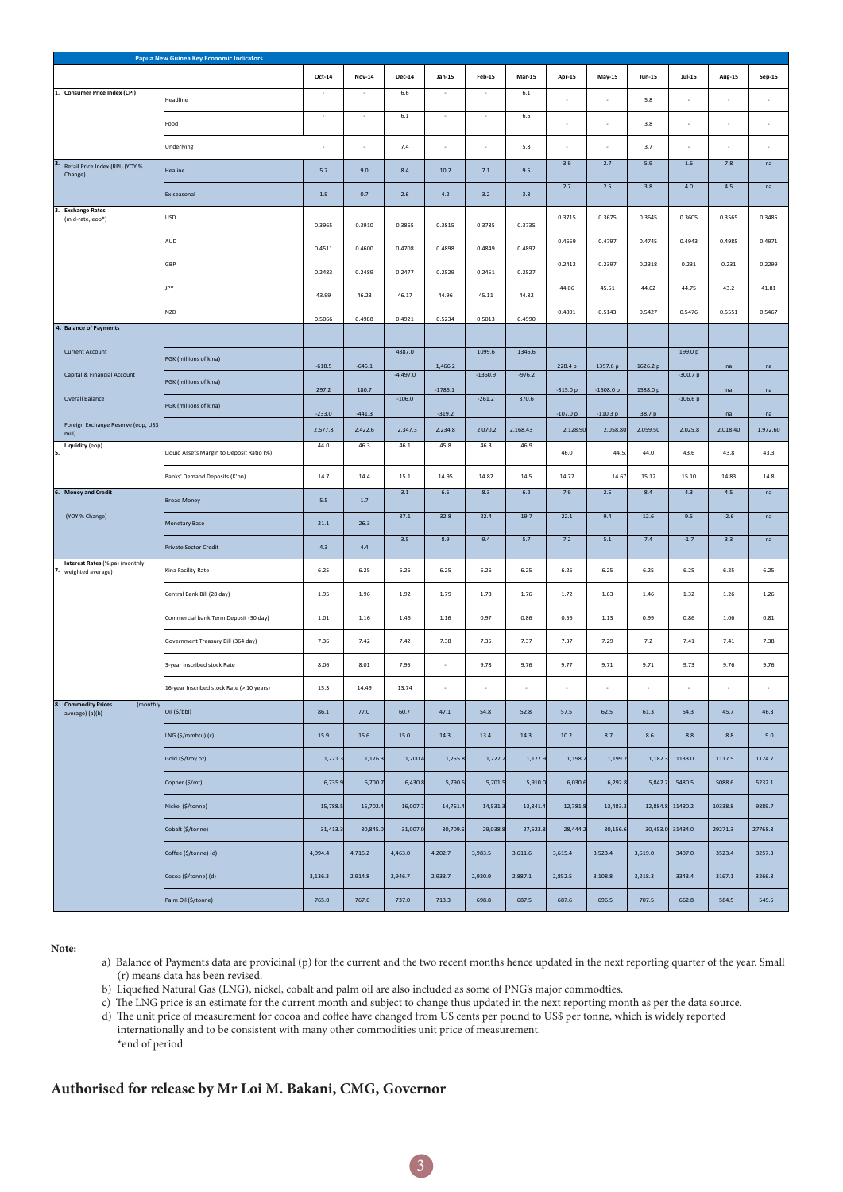| Papua New Guinea Key Economic Indicators | | | | | | | | | | | | | |
|---|---|---|---|---|---|---|---|---|---|---|---|---|---|
| | | Oct-14 | Nov-14 | Dec-14 | Jan-15 | Feb-15 | Mar-15 | Apr-15 | May-15 | Jun-15 | Jul-15 | Aug-15 | Sep-15 |
| 1. Consumer Price Index (CPI) | Headline | - | - | 6.6 | - | - | 6.1 | - | - | 5.8 | - | - | - |
| | Food | - | - | 6.1 | - | - | 6.5 | - | - | 3.8 | - | - | - |
| | Underlying | - | - | 7.4 | - | - | 5.8 | - | - | 3.7 | - | - | - |
| 2. Retail Price Index (RPI) (YOY % Change) | Healine | 5.7 | 9.0 | 8.4 | 10.2 | 7.1 | 9.5 | 3.9 | 2.7 | 5.9 | 1.6 | 7.8 | na |
| | Ex-seasonal | 1.9 | 0.7 | 2.6 | 4.2 | 3.2 | 3.3 | 2.7 | 2.5 | 3.8 | 4.0 | 4.5 | na |
| 3. Exchange Rates (mid-rate, eop*) | USD | 0.3965 | 0.3910 | 0.3855 | 0.3815 | 0.3785 | 0.3735 | 0.3715 | 0.3675 | 0.3645 | 0.3605 | 0.3565 | 0.3485 |
| | AUD | 0.4511 | 0.4600 | 0.4708 | 0.4898 | 0.4849 | 0.4892 | 0.4659 | 0.4797 | 0.4745 | 0.4943 | 0.4985 | 0.4971 |
| | GBP | 0.2483 | 0.2489 | 0.2477 | 0.2529 | 0.2451 | 0.2527 | 0.2412 | 0.2397 | 0.2318 | 0.231 | 0.231 | 0.2299 |
| | JPY | 43.99 | 46.23 | 46.17 | 44.96 | 45.11 | 44.82 | 44.06 | 45.51 | 44.62 | 44.75 | 43.2 | 41.81 |
| | NZD | 0.5066 | 0.4988 | 0.4921 | 0.5234 | 0.5013 | 0.4990 | 0.4891 | 0.5143 | 0.5427 | 0.5476 | 0.5551 | 0.5467 |
| 4. Balance of Payments | | | | | | | | | | | | | |
| Current Account | PGK (millions of kina) | -618.5 | -646.1 | 4387.0 | 1,466.2 | 1099.6 | 1346.6 | 228.4 p | 1397.6 p | 1626.2 p | 199.0 p | na | na |
| Capital & Financial Account | PGK (millions of kina) | 297.2 | 180.7 | -4,497.0 | -1786.1 | -1360.9 | -976.2 | -315.0 p | -1508.0 p | 1588.0 p | -300.7 p | na | na |
| Overall Balance | PGK (millions of kina) | -233.0 | -441.3 | -106.0 | -319.2 | -261.2 | 370.6 | -107.0 p | -110.3 p | 38.7 p | -106.6 p | na | na |
| Foreign Exchange Reserve (eop, US$ mill) | | 2,577.8 | 2,422.6 | 2,347.3 | 2,234.8 | 2,070.2 | 2,168.43 | 2,128.90 | 2,058.80 | 2,059.50 | 2,025.8 | 2,018.40 | 1,972.60 |
| 5. Liquidity (eop) | Liquid Assets Margin to Deposit Ratio (%) | 44.0 | 46.3 | 46.1 | 45.8 | 46.3 | 46.9 | 46.0 | 44.5 | 44.0 | 43.6 | 43.8 | 43.3 |
| | Banks' Demand Deposits (K'bn) | 14.7 | 14.4 | 15.1 | 14.95 | 14.82 | 14.5 | 14.77 | 14.67 | 15.12 | 15.10 | 14.83 | 14.8 |
| 6. Money and Credit (YOY % Change) | Broad Money | 5.5 | 1.7 | 3.1 | 6.5 | 8.3 | 6.2 | 7.9 | 2.5 | 8.4 | 4.3 | 4.5 | na |
| | Monetary Base | 21.1 | 26.3 | 37.1 | 32.8 | 22.4 | 19.7 | 22.1 | 9.4 | 12.6 | 9.5 | -2.6 | na |
| | Private Sector Credit | 4.3 | 4.4 | 3.5 | 8.9 | 9.4 | 5.7 | 7.2 | 5.1 | 7.4 | -1.7 | 3.3 | na |
| 7. Interest Rates (% pa) (monthly weighted average) | Kina Facility Rate | 6.25 | 6.25 | 6.25 | 6.25 | 6.25 | 6.25 | 6.25 | 6.25 | 6.25 | 6.25 | 6.25 | 6.25 |
| | Central Bank Bill (28 day) | 1.95 | 1.96 | 1.92 | 1.79 | 1.78 | 1.76 | 1.72 | 1.63 | 1.46 | 1.32 | 1.26 | 1.26 |
| | Commercial bank Term Deposit (30 day) | 1.01 | 1.16 | 1.46 | 1.16 | 0.97 | 0.86 | 0.56 | 1.13 | 0.99 | 0.86 | 1.06 | 0.81 |
| | Government Treasury Bill (364 day) | 7.36 | 7.42 | 7.42 | 7.38 | 7.35 | 7.37 | 7.37 | 7.29 | 7.2 | 7.41 | 7.41 | 7.38 |
| | 3-year Inscribed stock Rate | 8.06 | 8.01 | 7.95 | - | 9.78 | 9.76 | 9.77 | 9.71 | 9.71 | 9.73 | 9.76 | 9.76 |
| | 16-year Inscribed stock Rate (> 10 years) | 15.3 | 14.49 | 13.74 | - | - | - | - | - | - | - | - | - |
| 8. Commodity Prices (monthly average) (a)(b) | Oil ($/bbl) | 86.1 | 77.0 | 60.7 | 47.1 | 54.8 | 52.8 | 57.5 | 62.5 | 61.3 | 54.3 | 45.7 | 46.3 |
| | LNG ($/mmbtu) (c) | 15.9 | 15.6 | 15.0 | 14.3 | 13.4 | 14.3 | 10.2 | 8.7 | 8.6 | 8.8 | 8.8 | 9.0 |
| | Gold ($/troy oz) | 1,221.3 | 1,176.3 | 1,200.4 | 1,255.8 | 1,227.2 | 1,177.9 | 1,198.2 | 1,199.2 | 1,182.3 | 1133.0 | 1117.5 | 1124.7 |
| | Copper ($/mt) | 6,735.9 | 6,700.7 | 6,430.8 | 5,790.5 | 5,701.5 | 5,910.0 | 6,030.6 | 6,292.8 | 5,842.2 | 5480.5 | 5088.6 | 5232.1 |
| | Nickel ($/tonne) | 15,788.5 | 15,702.4 | 16,007.7 | 14,761.4 | 14,531.3 | 13,841.4 | 12,781.8 | 13,483.3 | 12,884.8 | 11430.2 | 10338.8 | 9889.7 |
| | Cobalt ($/tonne) | 31,413.3 | 30,845.0 | 31,007.0 | 30,709.5 | 29,038.8 | 27,623.8 | 28,444.2 | 30,156.6 | 30,453.0 | 31434.0 | 29271.3 | 27768.8 |
| | Coffee ($/tonne) (d) | 4,994.4 | 4,715.2 | 4,463.0 | 4,202.7 | 3,983.5 | 3,611.6 | 3,615.4 | 3,523.4 | 3,519.0 | 3407.0 | 3523.4 | 3257.3 |
| | Cocoa ($/tonne) (d) | 3,136.3 | 2,914.8 | 2,946.7 | 2,933.7 | 2,920.9 | 2,887.1 | 2,852.5 | 3,108.8 | 3,218.3 | 3343.4 | 3167.1 | 3266.8 |
| | Palm Oil ($/tonne) | 765.0 | 767.0 | 737.0 | 713.3 | 698.8 | 687.5 | 687.6 | 696.5 | 707.5 | 662.8 | 584.5 | 549.5 |

**Note:**

a) Balance of Payments data are provicinal (p) for the current and the two recent months hence updated in the next reporting quarter of the year. Small (r) means data has been revised.

b) Liquefied Natural Gas (LNG), nickel, cobalt and palm oil are also included as some of PNG's major commodties.

c) The LNG price is an estimate for the current month and subject to change thus updated in the next reporting month as per the data source.

d) The unit price of measurement for cocoa and coffee have changed from US cents per pound to US$ per tonne, which is widely reported internationally and to be consistent with many other commodities unit price of measurement.

*end of period

## Authorised for release by Mr Loi M. Bakani, CMG, Governor